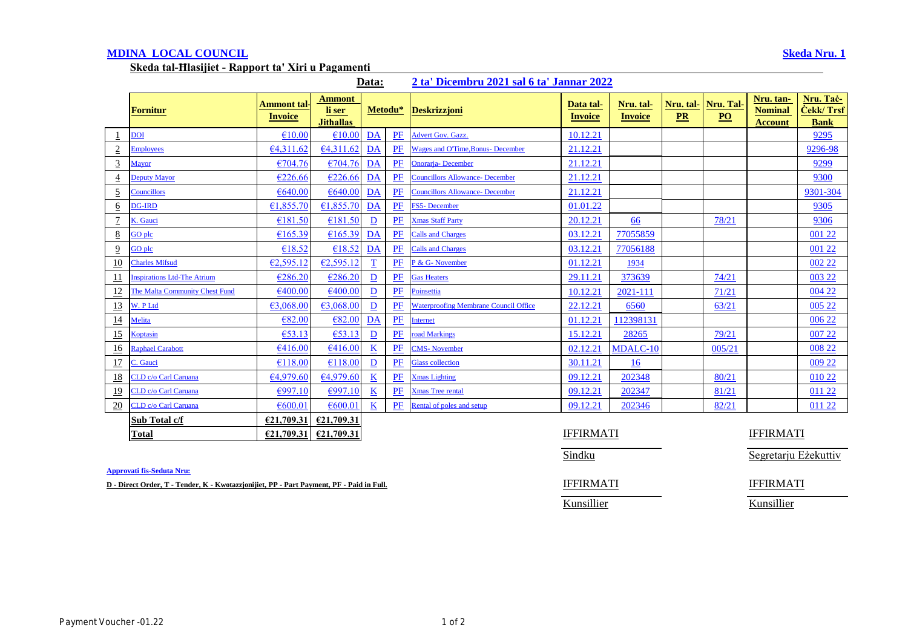**MDINA LOCAL COUNCIL** | **Skeda Nru. 1**

**Skeda tal-Ħlasijiet - Rapport ta' Xiri u Pagamenti**

**Data:** **2 ta' Diċembru 2021 sal 6 ta' Jannar 2022**

| | Fornitur | Ammont tal-Invoice | Ammont li ser Jitħallas | Metodu* | | Deskrizzjoni | Data tal-Invoice | Nru. tal-Invoice | Nru. tal-PR | Nru. Tal-PO | Nru. tan-Nominal Account | Nru. Taċ-Ċekk/ Trsf Bank |
|---|---|---|---|---|---|---|---|---|---|---|---|---|
| 1 | DOI | €10.00 | €10.00 | DA | PF | Advert Gov. Gazz. | 10.12.21 | | | | | 9295 |
| 2 | Employees | €4,311.62 | €4,311.62 | DA | PF | Wages and O'Time,Bonus- December | 21.12.21 | | | | | 9296-98 |
| 3 | Mayor | €704.76 | €704.76 | DA | PF | Onorarja- December | 21.12.21 | | | | | 9299 |
| 4 | Deputy Mayor | €226.66 | €226.66 | DA | PF | Councillors Allowance- December | 21.12.21 | | | | | 9300 |
| 5 | Councillors | €640.00 | €640.00 | DA | PF | Councillors Allowance- December | 21.12.21 | | | | | 9301-304 |
| 6 | DG-IRD | €1,855.70 | €1,855.70 | DA | PF | FS5- December | 01.01.22 | | | | | 9305 |
| 7 | K. Gauci | €181.50 | €181.50 | D | PF | Xmas Staff Party | 20.12.21 | 66 | | 78/21 | | 9306 |
| 8 | GO plc | €165.39 | €165.39 | DA | PF | Calls and Charges | 03.12.21 | 77055859 | | | | 001 22 |
| 9 | GO plc | €18.52 | €18.52 | DA | PF | Calls and Charges | 03.12.21 | 77056188 | | | | 001 22 |
| 10 | Charles Mifsud | €2,595.12 | €2,595.12 | T | PF | P & G- November | 01.12.21 | 1934 | | | | 002 22 |
| 11 | Inspirations Ltd-The Atrium | €286.20 | €286.20 | D | PF | Gas Heaters | 29.11.21 | 373639 | | 74/21 | | 003 22 |
| 12 | The Malta Community Chest Fund | €400.00 | €400.00 | D | PF | Poinsettia | 10.12.21 | 2021-111 | | 71/21 | | 004 22 |
| 13 | W. P Ltd | €3,068.00 | €3,068.00 | D | PF | Waterproofing Membrane Council Office | 22.12.21 | 6560 | | 63/21 | | 005 22 |
| 14 | Melita | €82.00 | €82.00 | DA | PF | Internet | 01.12.21 | 112398131 | | | | 006 22 |
| 15 | Koptasin | €53.13 | €53.13 | D | PF | road Markings | 15.12.21 | 28265 | | 79/21 | | 007 22 |
| 16 | Raphael Carabott | €416.00 | €416.00 | K | PF | CMS- November | 02.12.21 | MDALC-10 | | 005/21 | | 008 22 |
| 17 | C. Gauci | €118.00 | €118.00 | D | PF | Glass collection | 30.11.21 | 16 | | | | 009 22 |
| 18 | CLD c/o Carl Caruana | €4,979.60 | €4,979.60 | K | PF | Xmas Lighting | 09.12.21 | 202348 | | 80/21 | | 010 22 |
| 19 | CLD c/o Carl Caruana | €997.10 | €997.10 | K | PF | Xmas Tree rental | 09.12.21 | 202347 | | 81/21 | | 011 22 |
| 20 | CLD c/o Carl Caruana | €600.01 | €600.01 | K | PF | Rental of poles and setup | 09.12.21 | 202346 | | 82/21 | | 011 22 |
| | **Sub Total c/f** | **€21,709.31** | **€21,709.31** | | | | | | | | | |
| | **Total** | **€21,709.31** | **€21,709.31** | | | | | | | | | |

IFFIRMATI ____________ Sindku

IFFIRMATI ____________ Segretarju Eżekuttiv

**Approvati fis-Seduta Nru:**

**D - Direct Order, T - Tender, K - Kwotazzjonijiet, PP - Part Payment, PF - Paid in Full.**

IFFIRMATI ____________ Kunsillier

IFFIRMATI ____________ Kunsillier

Payment Voucher -01.22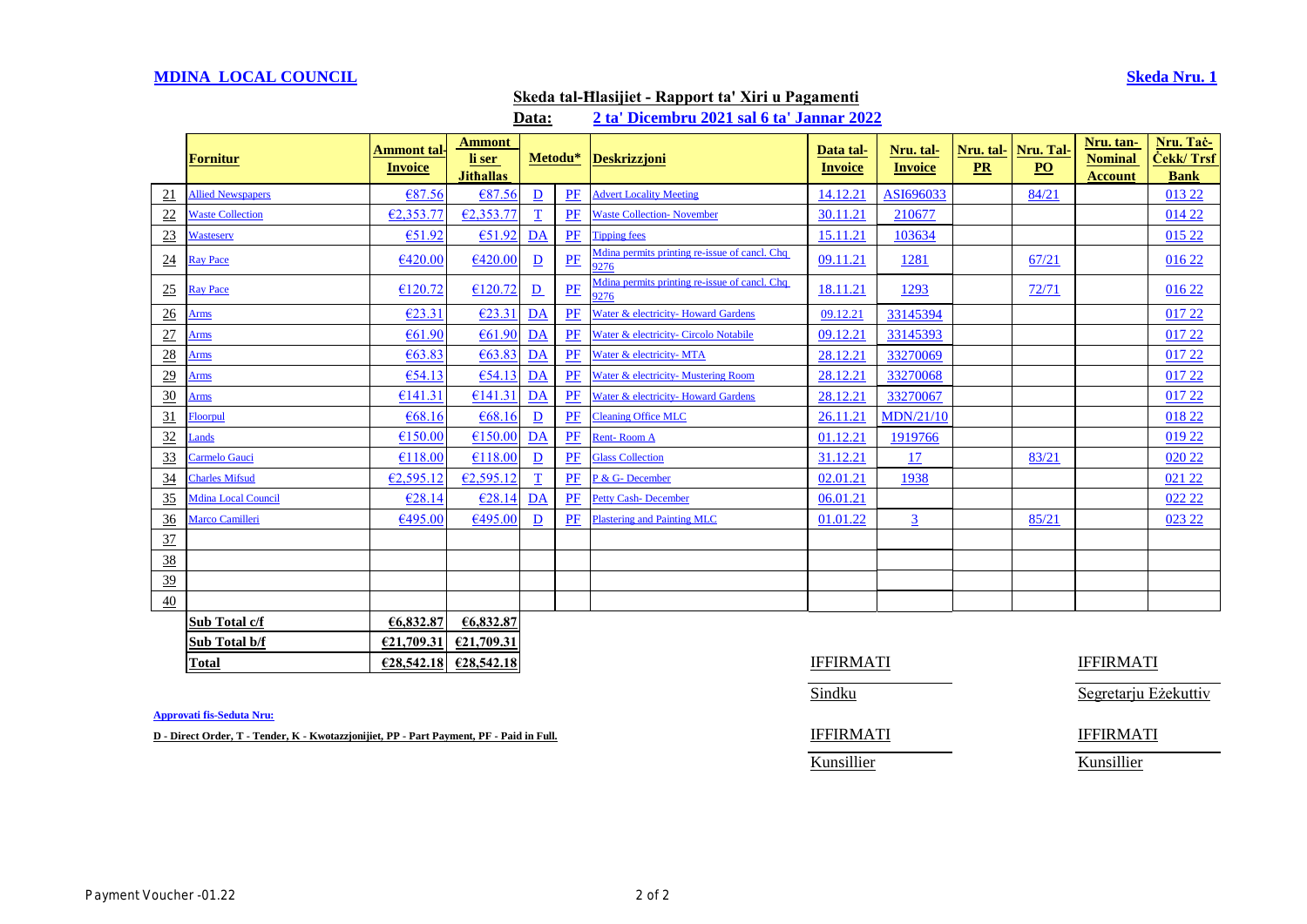**MDINA LOCAL COUNCIL** **Skeda Nru. 1**

**Skeda tal-Ħlasijiet - Rapport ta' Xiri u Pagamenti**

**Data:** **2 ta' Diċembru 2021 sal 6 ta' Jannar 2022**

| | Fornitur | Ammont tal-Invoice | Ammont li ser Jitħallas | Metodu* | | Deskrizzjoni | Data tal-Invoice | Nru. tal-Invoice | Nru. tal-PR | Nru. Tal-PO | Nru. tan-Nominal Account | Nru. Taċ-Ċekk/ Trsf Bank |
|---|---|---|---|---|---|---|---|---|---|---|---|---|
| 21 | Allied Newspapers | €87.56 | €87.56 | D | PF | Advert Locality Meeting | 14.12.21 | ASI696033 | | 84/21 | | 013 22 |
| 22 | Waste Collection | €2,353.77 | €2,353.77 | T | PF | Waste Collection- November | 30.11.21 | 210677 | | | | 014 22 |
| 23 | Wasteserv | €51.92 | €51.92 | DA | PF | Tipping fees | 15.11.21 | 103634 | | | | 015 22 |
| 24 | Ray Pace | €420.00 | €420.00 | D | PF | Mdina permits printing re-issue of cancl. Chq 9276 | 09.11.21 | 1281 | | 67/21 | | 016 22 |
| 25 | Ray Pace | €120.72 | €120.72 | D | PF | Mdina permits printing re-issue of cancl. Chq 9276 | 18.11.21 | 1293 | | 72/71 | | 016 22 |
| 26 | Arms | €23.31 | €23.31 | DA | PF | Water & electricity- Howard Gardens | 09.12.21 | 33145394 | | | | 017 22 |
| 27 | Arms | €61.90 | €61.90 | DA | PF | Water & electricity- Circolo Notabile | 09.12.21 | 33145393 | | | | 017 22 |
| 28 | Arms | €63.83 | €63.83 | DA | PF | Water & electricity- MTA | 28.12.21 | 33270069 | | | | 017 22 |
| 29 | Arms | €54.13 | €54.13 | DA | PF | Water & electricity- Mustering Room | 28.12.21 | 33270068 | | | | 017 22 |
| 30 | Arms | €141.31 | €141.31 | DA | PF | Water & electricity- Howard Gardens | 28.12.21 | 33270067 | | | | 017 22 |
| 31 | Floorpul | €68.16 | €68.16 | D | PF | Cleaning Office MLC | 26.11.21 | MDN/21/10 | | | | 018 22 |
| 32 | Lands | €150.00 | €150.00 | DA | PF | Rent- Room A | 01.12.21 | 1919766 | | | | 019 22 |
| 33 | Carmelo Gauci | €118.00 | €118.00 | D | PF | Glass Collection | 31.12.21 | 17 | | 83/21 | | 020 22 |
| 34 | Charles Mifsud | €2,595.12 | €2,595.12 | T | PF | P & G- December | 02.01.21 | 1938 | | | | 021 22 |
| 35 | Mdina Local Council | €28.14 | €28.14 | DA | PF | Petty Cash- December | 06.01.21 | | | | | 022 22 |
| 36 | Marco Camilleri | €495.00 | €495.00 | D | PF | Plastering and Painting MLC | 01.01.22 | 3 | | 85/21 | | 023 22 |
| 37 | | | | | | | | | | | | |
| 38 | | | | | | | | | | | | |
| 39 | | | | | | | | | | | | |
| 40 | | | | | | | | | | | | |
| | **Sub Total c/f** | **€6,832.87** | **€6,832.87** | | | | | | | | | |
| | **Sub Total b/f** | **€21,709.31** | **€21,709.31** | | | | | | | | | |
| | **Total** | **€28,542.18** | **€28,542.18** | | | | | | | | | |

IFFIRMATI — Sindku

IFFIRMATI — Segretarju Eżekuttiv

IFFIRMATI — Kunsillier

IFFIRMATI — Kunsillier

**Approvati fis-Seduta Nru:**

**D - Direct Order, T - Tender, K - Kwotazzjonijiet, PP - Part Payment, PF - Paid in Full.**

Payment Voucher -01.22